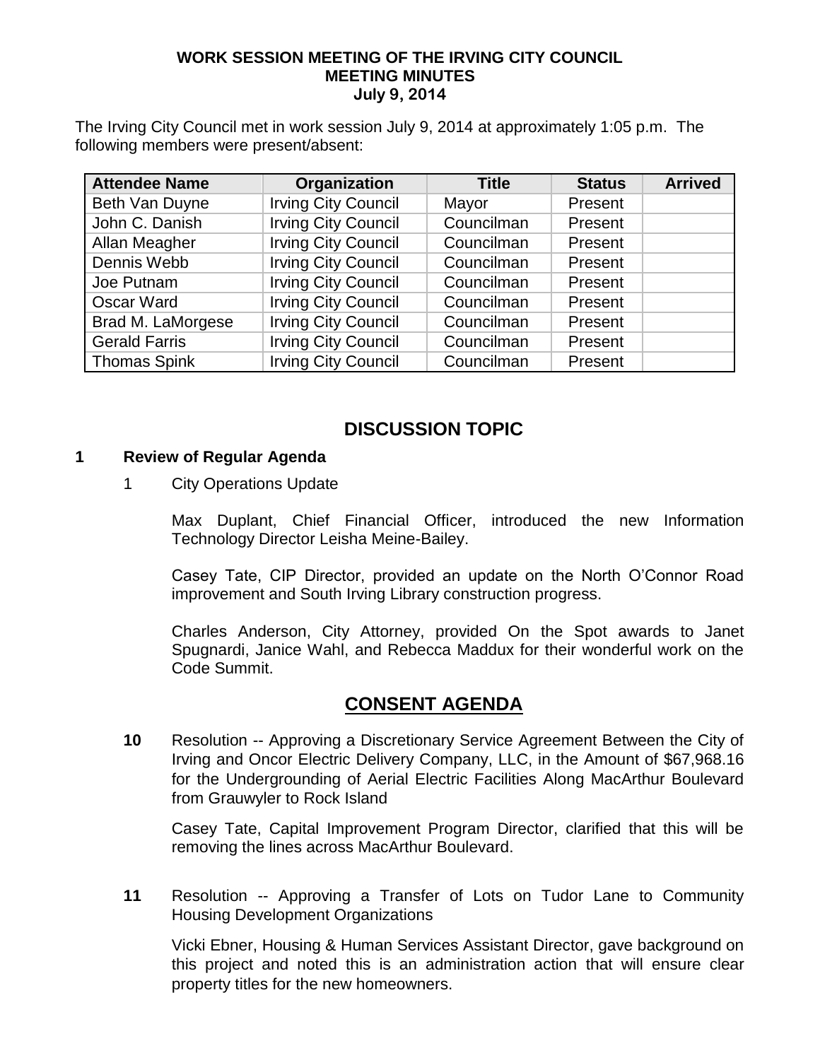**WORK SESSION MEETING OF THE IRVING CITY COUNCIL**
**MEETING MINUTES**
**July 9, 2014**

The Irving City Council met in work session July 9, 2014 at approximately 1:05 p.m. The following members were present/absent:

| Attendee Name | Organization | Title | Status | Arrived |
|---|---|---|---|---|
| Beth Van Duyne | Irving City Council | Mayor | Present | |
| John C. Danish | Irving City Council | Councilman | Present | |
| Allan Meagher | Irving City Council | Councilman | Present | |
| Dennis Webb | Irving City Council | Councilman | Present | |
| Joe Putnam | Irving City Council | Councilman | Present | |
| Oscar Ward | Irving City Council | Councilman | Present | |
| Brad M. LaMorgese | Irving City Council | Councilman | Present | |
| Gerald Farris | Irving City Council | Councilman | Present | |
| Thomas Spink | Irving City Council | Councilman | Present | |

## DISCUSSION TOPIC

**1 Review of Regular Agenda**

1 City Operations Update

Max Duplant, Chief Financial Officer, introduced the new Information Technology Director Leisha Meine-Bailey.

Casey Tate, CIP Director, provided an update on the North O'Connor Road improvement and South Irving Library construction progress.

Charles Anderson, City Attorney, provided On the Spot awards to Janet Spugnardi, Janice Wahl, and Rebecca Maddux for their wonderful work on the Code Summit.

## CONSENT AGENDA

**10** Resolution -- Approving a Discretionary Service Agreement Between the City of Irving and Oncor Electric Delivery Company, LLC, in the Amount of $67,968.16 for the Undergrounding of Aerial Electric Facilities Along MacArthur Boulevard from Grauwyler to Rock Island

Casey Tate, Capital Improvement Program Director, clarified that this will be removing the lines across MacArthur Boulevard.

**11** Resolution -- Approving a Transfer of Lots on Tudor Lane to Community Housing Development Organizations

Vicki Ebner, Housing & Human Services Assistant Director, gave background on this project and noted this is an administration action that will ensure clear property titles for the new homeowners.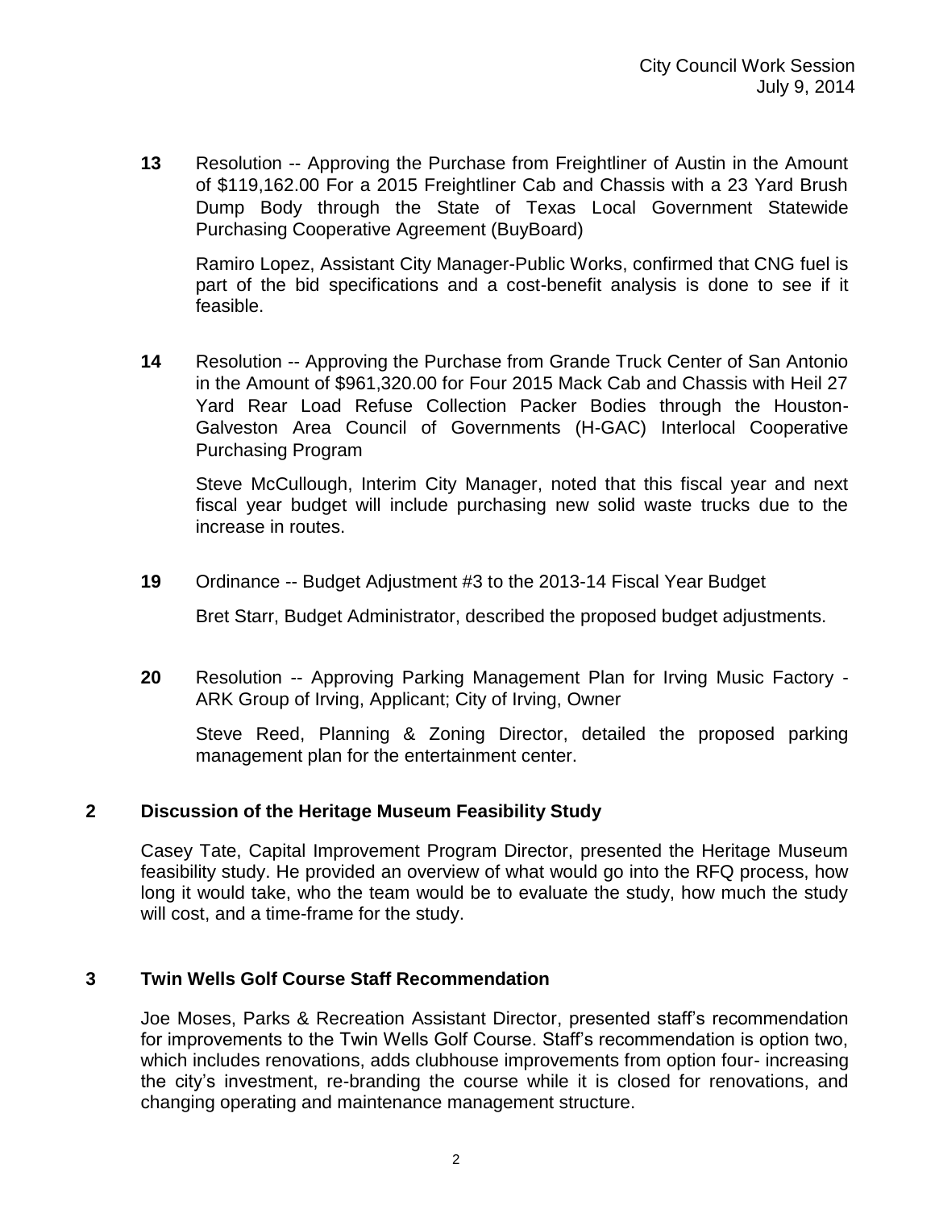**13** Resolution -- Approving the Purchase from Freightliner of Austin in the Amount of $119,162.00 For a 2015 Freightliner Cab and Chassis with a 23 Yard Brush Dump Body through the State of Texas Local Government Statewide Purchasing Cooperative Agreement (BuyBoard)

Ramiro Lopez, Assistant City Manager-Public Works, confirmed that CNG fuel is part of the bid specifications and a cost-benefit analysis is done to see if it feasible.

**14** Resolution -- Approving the Purchase from Grande Truck Center of San Antonio in the Amount of $961,320.00 for Four 2015 Mack Cab and Chassis with Heil 27 Yard Rear Load Refuse Collection Packer Bodies through the Houston-Galveston Area Council of Governments (H-GAC) Interlocal Cooperative Purchasing Program

Steve McCullough, Interim City Manager, noted that this fiscal year and next fiscal year budget will include purchasing new solid waste trucks due to the increase in routes.

**19** Ordinance -- Budget Adjustment #3 to the 2013-14 Fiscal Year Budget

Bret Starr, Budget Administrator, described the proposed budget adjustments.

**20** Resolution -- Approving Parking Management Plan for Irving Music Factory - ARK Group of Irving, Applicant; City of Irving, Owner

Steve Reed, Planning & Zoning Director, detailed the proposed parking management plan for the entertainment center.

## 2 Discussion of the Heritage Museum Feasibility Study

Casey Tate, Capital Improvement Program Director, presented the Heritage Museum feasibility study. He provided an overview of what would go into the RFQ process, how long it would take, who the team would be to evaluate the study, how much the study will cost, and a time-frame for the study.

## 3 Twin Wells Golf Course Staff Recommendation

Joe Moses, Parks & Recreation Assistant Director, presented staff's recommendation for improvements to the Twin Wells Golf Course. Staff's recommendation is option two, which includes renovations, adds clubhouse improvements from option four- increasing the city's investment, re-branding the course while it is closed for renovations, and changing operating and maintenance management structure.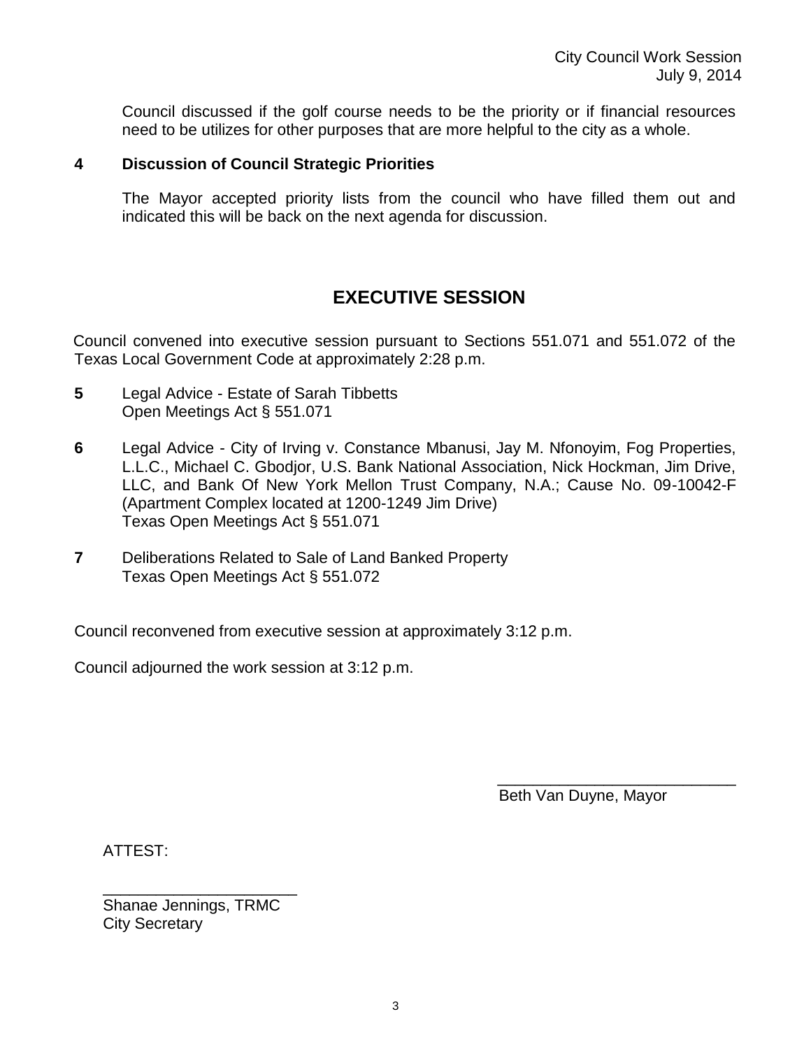Council discussed if the golf course needs to be the priority or if financial resources need to be utilizes for other purposes that are more helpful to the city as a whole.

**4 Discussion of Council Strategic Priorities**

The Mayor accepted priority lists from the council who have filled them out and indicated this will be back on the next agenda for discussion.

## EXECUTIVE SESSION

Council convened into executive session pursuant to Sections 551.071 and 551.072 of the Texas Local Government Code at approximately 2:28 p.m.

**5** Legal Advice - Estate of Sarah Tibbetts
Open Meetings Act § 551.071

**6** Legal Advice - City of Irving v. Constance Mbanusi, Jay M. Nfonoyim, Fog Properties, L.L.C., Michael C. Gbodjor, U.S. Bank National Association, Nick Hockman, Jim Drive, LLC, and Bank Of New York Mellon Trust Company, N.A.; Cause No. 09-10042-F (Apartment Complex located at 1200-1249 Jim Drive)
Texas Open Meetings Act § 551.071

**7** Deliberations Related to Sale of Land Banked Property
Texas Open Meetings Act § 551.072

Council reconvened from executive session at approximately 3:12 p.m.

Council adjourned the work session at 3:12 p.m.

\_\_\_\_\_\_\_\_\_\_\_\_\_\_\_\_\_\_\_\_\_\_\_\_\_\_\_\_
Beth Van Duyne, Mayor

ATTEST:

\_\_\_\_\_\_\_\_\_\_\_\_\_\_\_\_\_\_\_\_\_\_\_\_
Shanae Jennings, TRMC
City Secretary